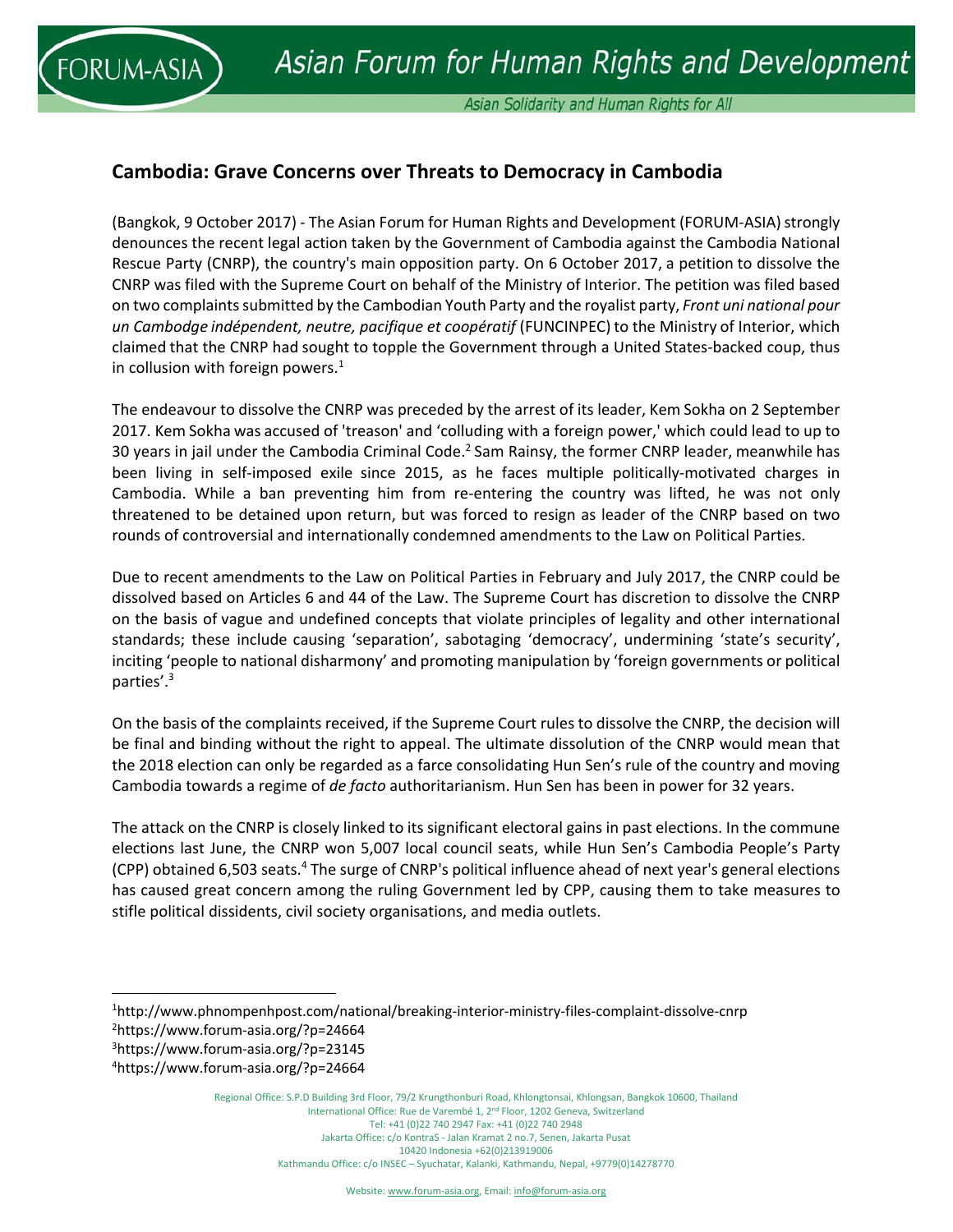# Cambodia: Grave Concerns over Threats to Democracy in Cambodia

(Bangkok, 9 October 2017) - The Asian Forum for Human Rights and Development (FORUM-ASIA) strongly denounces the recent legal action taken by the Government of Cambodia against the Cambodia National Rescue Party (CNRP), the country's main opposition party. On 6 October 2017, a petition to dissolve the CNRP was filed with the Supreme Court on behalf of the Ministry of Interior. The petition was filed based on two complaints submitted by the Cambodian Youth Party and the royalist party, *Front uni national pour un Cambodge indépendent, neutre, pacifique et coopératif* (FUNCINPEC) to the Ministry of Interior, which claimed that the CNRP had sought to topple the Government through a United States-backed coup, thus in collusion with foreign powers.[1]

The endeavour to dissolve the CNRP was preceded by the arrest of its leader, Kem Sokha on 2 September 2017. Kem Sokha was accused of 'treason' and 'colluding with a foreign power,' which could lead to up to 30 years in jail under the Cambodia Criminal Code.[2] Sam Rainsy, the former CNRP leader, meanwhile has been living in self-imposed exile since 2015, as he faces multiple politically-motivated charges in Cambodia. While a ban preventing him from re-entering the country was lifted, he was not only threatened to be detained upon return, but was forced to resign as leader of the CNRP based on two rounds of controversial and internationally condemned amendments to the Law on Political Parties.

Due to recent amendments to the Law on Political Parties in February and July 2017, the CNRP could be dissolved based on Articles 6 and 44 of the Law. The Supreme Court has discretion to dissolve the CNRP on the basis of vague and undefined concepts that violate principles of legality and other international standards; these include causing 'separation', sabotaging 'democracy', undermining 'state's security', inciting 'people to national disharmony' and promoting manipulation by 'foreign governments or political parties'.[3]

On the basis of the complaints received, if the Supreme Court rules to dissolve the CNRP, the decision will be final and binding without the right to appeal. The ultimate dissolution of the CNRP would mean that the 2018 election can only be regarded as a farce consolidating Hun Sen's rule of the country and moving Cambodia towards a regime of *de facto* authoritarianism. Hun Sen has been in power for 32 years.

The attack on the CNRP is closely linked to its significant electoral gains in past elections. In the commune elections last June, the CNRP won 5,007 local council seats, while Hun Sen's Cambodia People's Party (CPP) obtained 6,503 seats.[4] The surge of CNRP's political influence ahead of next year's general elections has caused great concern among the ruling Government led by CPP, causing them to take measures to stifle political dissidents, civil society organisations, and media outlets.

---

[1] http://www.phnompenhpost.com/national/breaking-interior-ministry-files-complaint-dissolve-cnrp
[2] https://www.forum-asia.org/?p=24664
[3] https://www.forum-asia.org/?p=23145
[4] https://www.forum-asia.org/?p=24664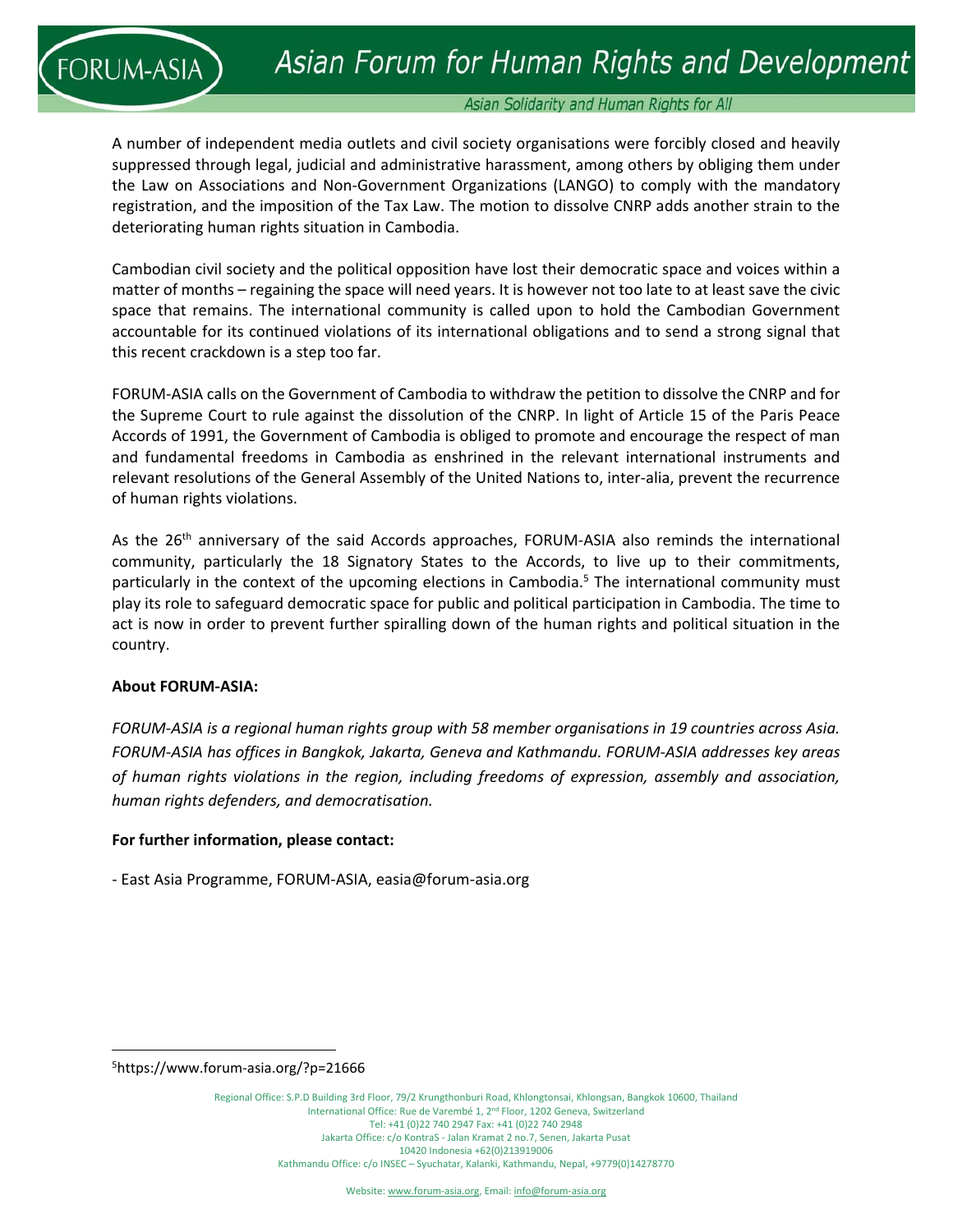A number of independent media outlets and civil society organisations were forcibly closed and heavily suppressed through legal, judicial and administrative harassment, among others by obliging them under the Law on Associations and Non-Government Organizations (LANGO) to comply with the mandatory registration, and the imposition of the Tax Law. The motion to dissolve CNRP adds another strain to the deteriorating human rights situation in Cambodia.

Cambodian civil society and the political opposition have lost their democratic space and voices within a matter of months – regaining the space will need years. It is however not too late to at least save the civic space that remains. The international community is called upon to hold the Cambodian Government accountable for its continued violations of its international obligations and to send a strong signal that this recent crackdown is a step too far.

FORUM-ASIA calls on the Government of Cambodia to withdraw the petition to dissolve the CNRP and for the Supreme Court to rule against the dissolution of the CNRP. In light of Article 15 of the Paris Peace Accords of 1991, the Government of Cambodia is obliged to promote and encourage the respect of man and fundamental freedoms in Cambodia as enshrined in the relevant international instruments and relevant resolutions of the General Assembly of the United Nations to, inter-alia, prevent the recurrence of human rights violations.

As the 26th anniversary of the said Accords approaches, FORUM-ASIA also reminds the international community, particularly the 18 Signatory States to the Accords, to live up to their commitments, particularly in the context of the upcoming elections in Cambodia.[5] The international community must play its role to safeguard democratic space for public and political participation in Cambodia. The time to act is now in order to prevent further spiralling down of the human rights and political situation in the country.

**About FORUM-ASIA:**

*FORUM-ASIA is a regional human rights group with 58 member organisations in 19 countries across Asia. FORUM-ASIA has offices in Bangkok, Jakarta, Geneva and Kathmandu. FORUM-ASIA addresses key areas of human rights violations in the region, including freedoms of expression, assembly and association, human rights defenders, and democratisation.*

**For further information, please contact:**

- East Asia Programme, FORUM-ASIA, easia@forum-asia.org

[5] https://www.forum-asia.org/?p=21666